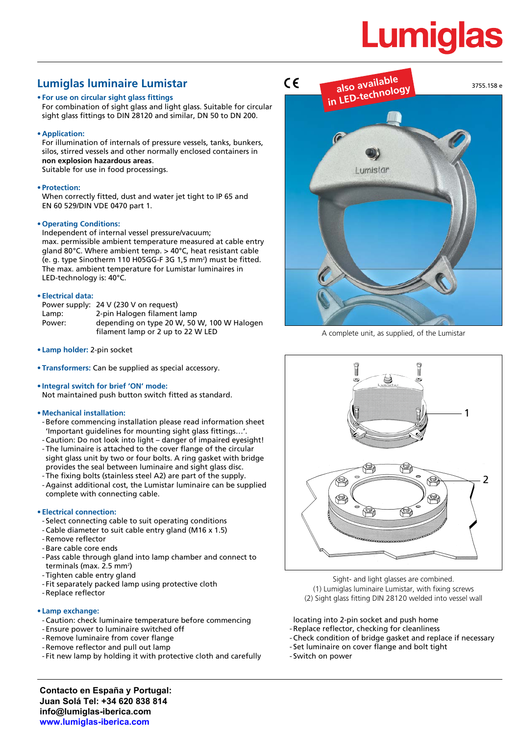# Lumiglas

3755.158 e

## Lumiglas luminaire Lumistar

- **For use on circular sight glass fittings**
  For combination of sight glass and light glass. Suitable for circular sight glass fittings to DIN 28120 and similar, DN 50 to DN 200.

- **Application:**
  For illumination of internals of pressure vessels, tanks, bunkers, silos, stirred vessels and other normally enclosed containers in **non explosion hazardous areas**.
  Suitable for use in food processings.

- **Protection:**
  When correctly fitted, dust and water jet tight to IP 65 and EN 60 529/DIN VDE 0470 part 1.

- **Operating Conditions:**
  Independent of internal vessel pressure/vacuum;
  max. permissible ambient temperature measured at cable entry gland 80°C. Where ambient temp. > 40°C, heat resistant cable (e. g. type Sinotherm 110 H05GG-F 3G 1,5 mm²) must be fitted.
  The max. ambient temperature for Lumistar luminaires in LED-technology is: 40°C.

- **Electrical data:**

| | |
|---|---|
| Power supply: | 24 V (230 V on request) |
| Lamp: | 2-pin Halogen filament lamp |
| Power: | depending on type 20 W, 50 W, 100 W Halogen filament lamp or 2 up to 22 W LED |

- **Lamp holder:** 2-pin socket

- **Transformers:** Can be supplied as special accessory.

- **Integral switch for brief 'ON' mode:**
  Not maintained push button switch fitted as standard.

- **Mechanical installation:**
  - Before commencing installation please read information sheet 'Important guidelines for mounting sight glass fittings…'.
  - Caution: Do not look into light – danger of impaired eyesight!
  - The luminaire is attached to the cover flange of the circular sight glass unit by two or four bolts. A ring gasket with bridge provides the seal between luminaire and sight glass disc.
  - The fixing bolts (stainless steel A2) are part of the supply.
  - Against additional cost, the Lumistar luminaire can be supplied complete with connecting cable.

- **Electrical connection:**
  - Select connecting cable to suit operating conditions
  - Cable diameter to suit cable entry gland (M16 x 1.5)
  - Remove reflector
  - Bare cable core ends
  - Pass cable through gland into lamp chamber and connect to terminals (max. 2.5 mm²)
  - Tighten cable entry gland
  - Fit separately packed lamp using protective cloth
  - Replace reflector

- **Lamp exchange:**
  - Caution: check luminaire temperature before commencing
  - Ensure power to luminaire switched off
  - Remove luminaire from cover flange
  - Remove reflector and pull out lamp
  - Fit new lamp by holding it with protective cloth and carefully locating into 2-pin socket and push home
  - Replace reflector, checking for cleanliness
  - Check condition of bridge gasket and replace if necessary
  - Set luminaire on cover flange and bolt tight
  - Switch on power

also available in LED-technology

A complete unit, as supplied, of the Lumistar

Sight- and light glasses are combined.
(1) Lumiglas luminaire Lumistar, with fixing screws
(2) Sight glass fitting DIN 28120 welded into vessel wall

**Contacto en España y Portugal:**
**Juan Solá Tel: +34 620 838 814**
**info@lumiglas-iberica.com**
**www.lumiglas-iberica.com**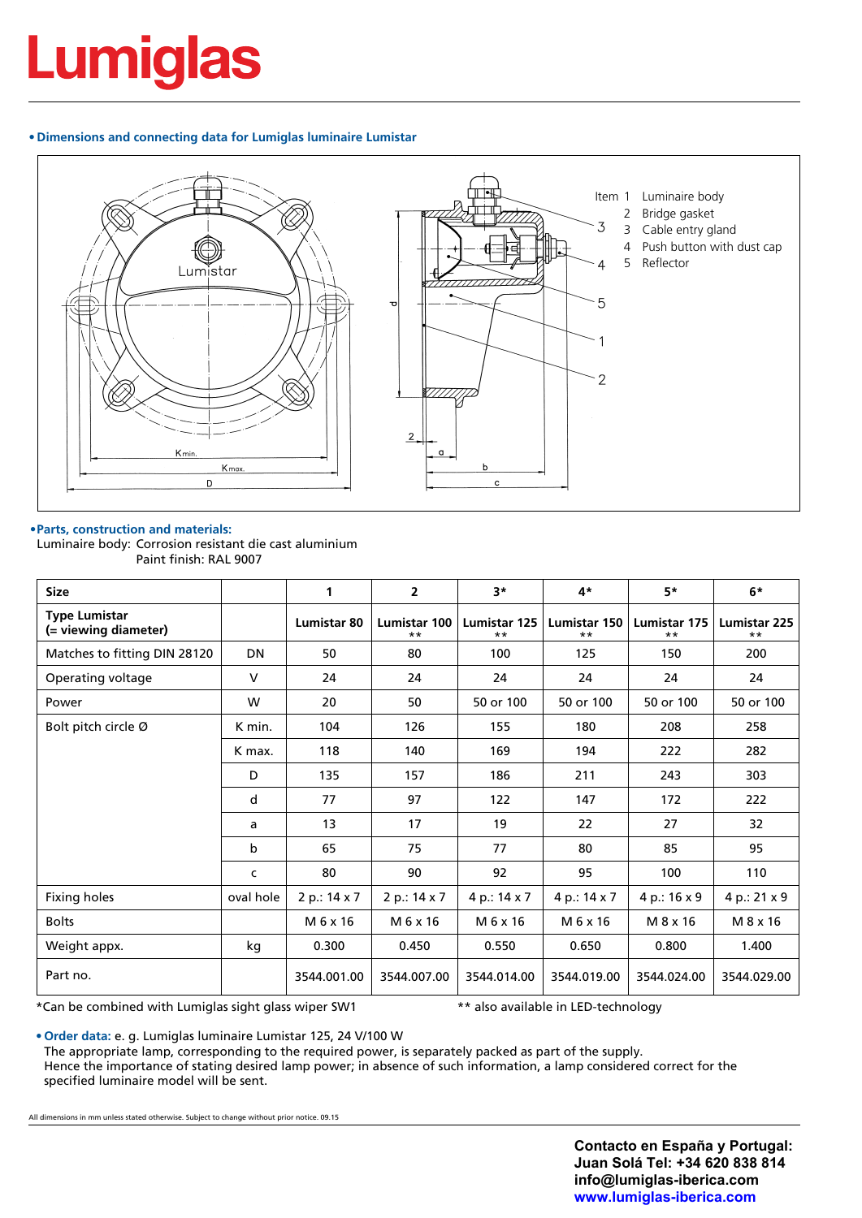Lumiglas

- **Dimensions and connecting data for Lumiglas luminaire Lumistar**

Item 1 Luminaire body
2 Bridge gasket
3 Cable entry gland
4 Push button with dust cap
5 Reflector

Lumistar

Kmin.
Kmax.
D
d
2
a
b
c

- **Parts, construction and materials:**

Luminaire body: Corrosion resistant die cast aluminium
Paint finish: RAL 9007

| Size | | 1 | 2 | 3* | 4* | 5* | 6* |
|---|---|---|---|---|---|---|---|
| **Type Lumistar (= viewing diameter)** | | **Lumistar 80** | **Lumistar 100** ** | **Lumistar 125** ** | **Lumistar 150** ** | **Lumistar 175** ** | **Lumistar 225** ** |
| Matches to fitting DIN 28120 | DN | 50 | 80 | 100 | 125 | 150 | 200 |
| Operating voltage | V | 24 | 24 | 24 | 24 | 24 | 24 |
| Power | W | 20 | 50 | 50 or 100 | 50 or 100 | 50 or 100 | 50 or 100 |
| Bolt pitch circle Ø | K min. | 104 | 126 | 155 | 180 | 208 | 258 |
| | K max. | 118 | 140 | 169 | 194 | 222 | 282 |
| | D | 135 | 157 | 186 | 211 | 243 | 303 |
| | d | 77 | 97 | 122 | 147 | 172 | 222 |
| | a | 13 | 17 | 19 | 22 | 27 | 32 |
| | b | 65 | 75 | 77 | 80 | 85 | 95 |
| | c | 80 | 90 | 92 | 95 | 100 | 110 |
| Fixing holes | oval hole | 2 p.: 14 x 7 | 2 p.: 14 x 7 | 4 p.: 14 x 7 | 4 p.: 14 x 7 | 4 p.: 16 x 9 | 4 p.: 21 x 9 |
| Bolts | | M 6 x 16 | M 6 x 16 | M 6 x 16 | M 6 x 16 | M 8 x 16 | M 8 x 16 |
| Weight appx. | kg | 0.300 | 0.450 | 0.550 | 0.650 | 0.800 | 1.400 |
| Part no. | | 3544.001.00 | 3544.007.00 | 3544.014.00 | 3544.019.00 | 3544.024.00 | 3544.029.00 |

*Can be combined with Lumiglas sight glass wiper SW1

** also available in LED-technology

- **Order data:** e. g. Lumiglas luminaire Lumistar 125, 24 V/100 W

The appropriate lamp, corresponding to the required power, is separately packed as part of the supply.
Hence the importance of stating desired lamp power; in absence of such information, a lamp considered correct for the specified luminaire model will be sent.

All dimensions in mm unless stated otherwise. Subject to change without prior notice. 09.15

**Contacto en España y Portugal:**
**Juan Solá Tel: +34 620 838 814**
**info@lumiglas-iberica.com**
**www.lumiglas-iberica.com**